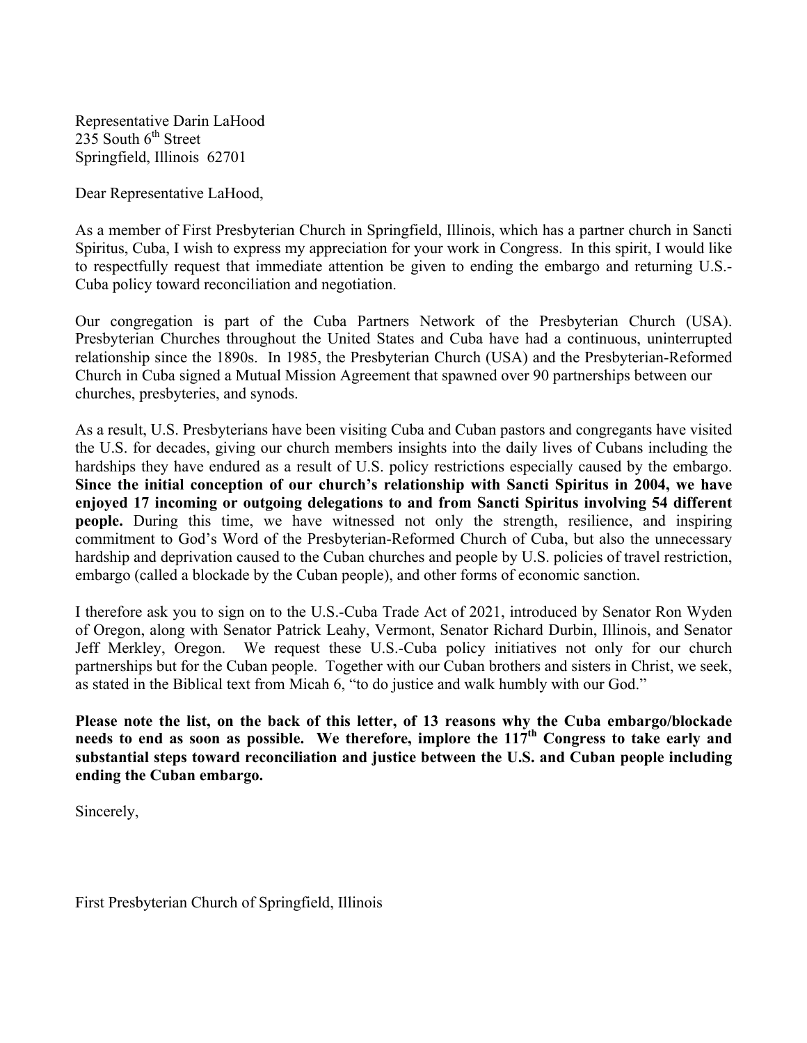Representative Darin LaHood  
235 South 6th Street  
Springfield, Illinois 62701

Dear Representative LaHood,

As a member of First Presbyterian Church in Springfield, Illinois, which has a partner church in Sancti Spiritus, Cuba, I wish to express my appreciation for your work in Congress. In this spirit, I would like to respectfully request that immediate attention be given to ending the embargo and returning U.S.-Cuba policy toward reconciliation and negotiation.

Our congregation is part of the Cuba Partners Network of the Presbyterian Church (USA). Presbyterian Churches throughout the United States and Cuba have had a continuous, uninterrupted relationship since the 1890s. In 1985, the Presbyterian Church (USA) and the Presbyterian-Reformed Church in Cuba signed a Mutual Mission Agreement that spawned over 90 partnerships between our churches, presbyteries, and synods.

As a result, U.S. Presbyterians have been visiting Cuba and Cuban pastors and congregants have visited the U.S. for decades, giving our church members insights into the daily lives of Cubans including the hardships they have endured as a result of U.S. policy restrictions especially caused by the embargo. **Since the initial conception of our church's relationship with Sancti Spiritus in 2004, we have enjoyed 17 incoming or outgoing delegations to and from Sancti Spiritus involving 54 different people.** During this time, we have witnessed not only the strength, resilience, and inspiring commitment to God's Word of the Presbyterian-Reformed Church of Cuba, but also the unnecessary hardship and deprivation caused to the Cuban churches and people by U.S. policies of travel restriction, embargo (called a blockade by the Cuban people), and other forms of economic sanction.

I therefore ask you to sign on to the U.S.-Cuba Trade Act of 2021, introduced by Senator Ron Wyden of Oregon, along with Senator Patrick Leahy, Vermont, Senator Richard Durbin, Illinois, and Senator Jeff Merkley, Oregon. We request these U.S.-Cuba policy initiatives not only for our church partnerships but for the Cuban people. Together with our Cuban brothers and sisters in Christ, we seek, as stated in the Biblical text from Micah 6, "to do justice and walk humbly with our God."

**Please note the list, on the back of this letter, of 13 reasons why the Cuba embargo/blockade needs to end as soon as possible. We therefore, implore the 117th Congress to take early and substantial steps toward reconciliation and justice between the U.S. and Cuban people including ending the Cuban embargo.**

Sincerely,

First Presbyterian Church of Springfield, Illinois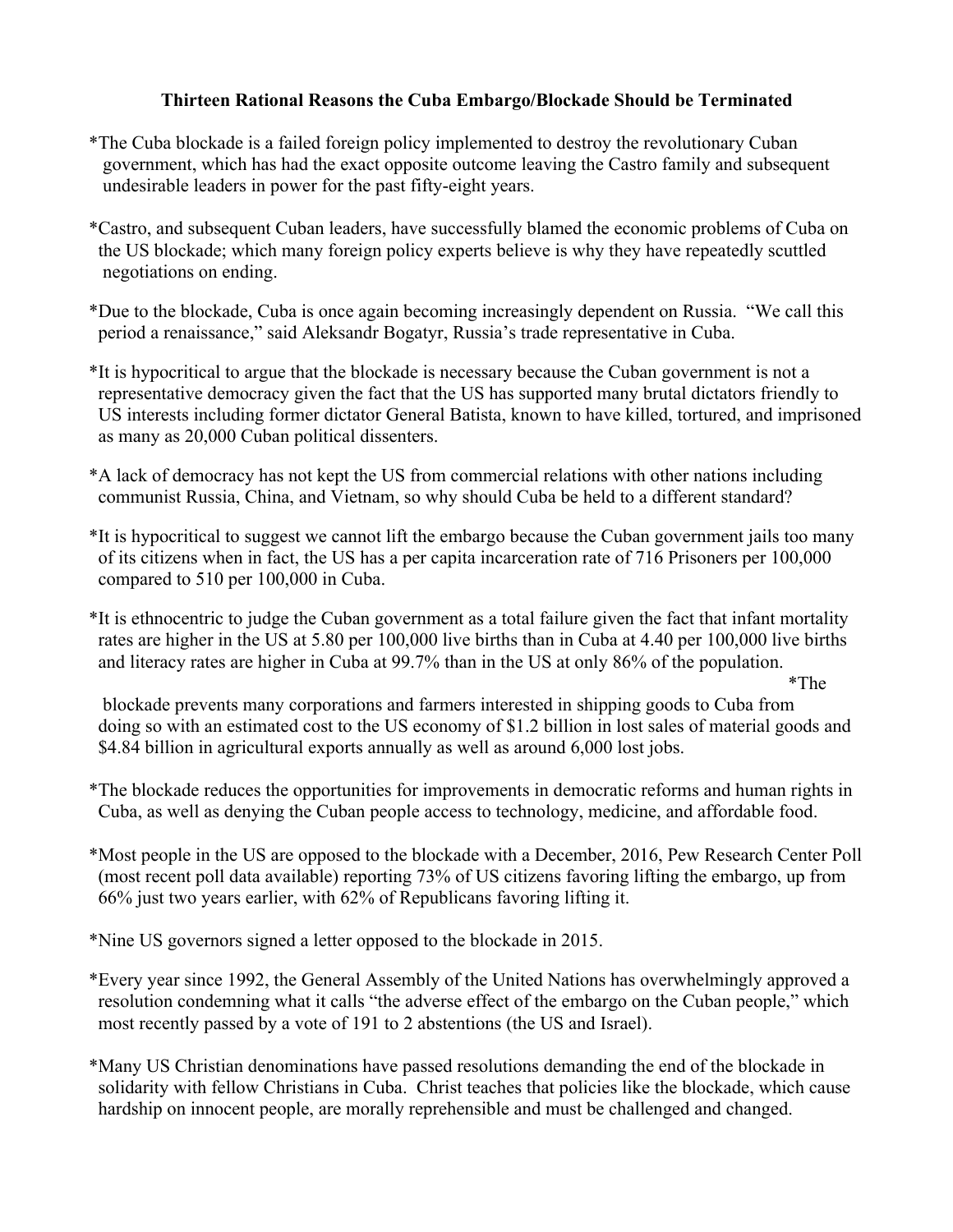**Thirteen Rational Reasons the Cuba Embargo/Blockade Should be Terminated**

*The Cuba blockade is a failed foreign policy implemented to destroy the revolutionary Cuban government, which has had the exact opposite outcome leaving the Castro family and subsequent undesirable leaders in power for the past fifty-eight years.

*Castro, and subsequent Cuban leaders, have successfully blamed the economic problems of Cuba on the US blockade; which many foreign policy experts believe is why they have repeatedly scuttled negotiations on ending.

*Due to the blockade, Cuba is once again becoming increasingly dependent on Russia. "We call this period a renaissance," said Aleksandr Bogatyr, Russia's trade representative in Cuba.

*It is hypocritical to argue that the blockade is necessary because the Cuban government is not a representative democracy given the fact that the US has supported many brutal dictators friendly to US interests including former dictator General Batista, known to have killed, tortured, and imprisoned as many as 20,000 Cuban political dissenters.

*A lack of democracy has not kept the US from commercial relations with other nations including communist Russia, China, and Vietnam, so why should Cuba be held to a different standard?

*It is hypocritical to suggest we cannot lift the embargo because the Cuban government jails too many of its citizens when in fact, the US has a per capita incarceration rate of 716 Prisoners per 100,000 compared to 510 per 100,000 in Cuba.

*It is ethnocentric to judge the Cuban government as a total failure given the fact that infant mortality rates are higher in the US at 5.80 per 100,000 live births than in Cuba at 4.40 per 100,000 live births and literacy rates are higher in Cuba at 99.7% than in the US at only 86% of the population.

*The blockade prevents many corporations and farmers interested in shipping goods to Cuba from doing so with an estimated cost to the US economy of $1.2 billion in lost sales of material goods and $4.84 billion in agricultural exports annually as well as around 6,000 lost jobs.

*The blockade reduces the opportunities for improvements in democratic reforms and human rights in Cuba, as well as denying the Cuban people access to technology, medicine, and affordable food.

*Most people in the US are opposed to the blockade with a December, 2016, Pew Research Center Poll (most recent poll data available) reporting 73% of US citizens favoring lifting the embargo, up from 66% just two years earlier, with 62% of Republicans favoring lifting it.

*Nine US governors signed a letter opposed to the blockade in 2015.

*Every year since 1992, the General Assembly of the United Nations has overwhelmingly approved a resolution condemning what it calls "the adverse effect of the embargo on the Cuban people," which most recently passed by a vote of 191 to 2 abstentions (the US and Israel).

*Many US Christian denominations have passed resolutions demanding the end of the blockade in solidarity with fellow Christians in Cuba. Christ teaches that policies like the blockade, which cause hardship on innocent people, are morally reprehensible and must be challenged and changed.